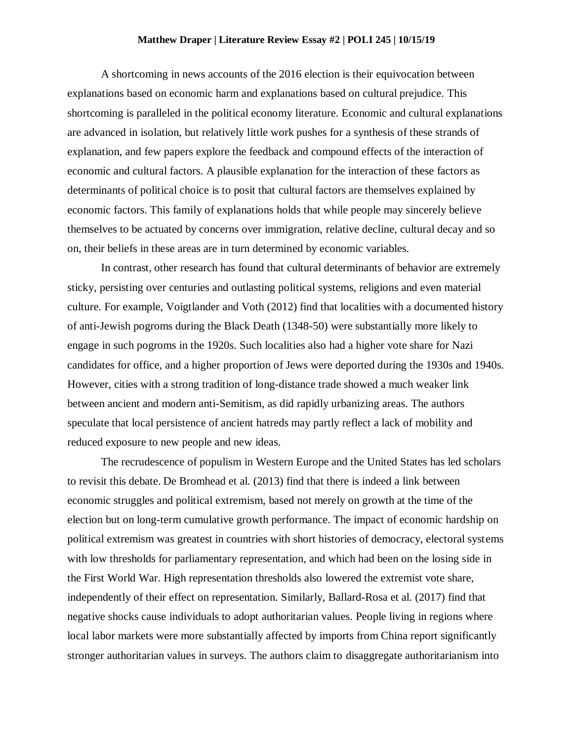**Matthew Draper | Literature Review Essay #2 | POLI 245 | 10/15/19**

A shortcoming in news accounts of the 2016 election is their equivocation between explanations based on economic harm and explanations based on cultural prejudice. This shortcoming is paralleled in the political economy literature. Economic and cultural explanations are advanced in isolation, but relatively little work pushes for a synthesis of these strands of explanation, and few papers explore the feedback and compound effects of the interaction of economic and cultural factors. A plausible explanation for the interaction of these factors as determinants of political choice is to posit that cultural factors are themselves explained by economic factors. This family of explanations holds that while people may sincerely believe themselves to be actuated by concerns over immigration, relative decline, cultural decay and so on, their beliefs in these areas are in turn determined by economic variables.

In contrast, other research has found that cultural determinants of behavior are extremely sticky, persisting over centuries and outlasting political systems, religions and even material culture. For example, Voigtlander and Voth (2012) find that localities with a documented history of anti-Jewish pogroms during the Black Death (1348-50) were substantially more likely to engage in such pogroms in the 1920s. Such localities also had a higher vote share for Nazi candidates for office, and a higher proportion of Jews were deported during the 1930s and 1940s. However, cities with a strong tradition of long-distance trade showed a much weaker link between ancient and modern anti-Semitism, as did rapidly urbanizing areas. The authors speculate that local persistence of ancient hatreds may partly reflect a lack of mobility and reduced exposure to new people and new ideas.

The recrudescence of populism in Western Europe and the United States has led scholars to revisit this debate. De Bromhead et al. (2013) find that there is indeed a link between economic struggles and political extremism, based not merely on growth at the time of the election but on long-term cumulative growth performance. The impact of economic hardship on political extremism was greatest in countries with short histories of democracy, electoral systems with low thresholds for parliamentary representation, and which had been on the losing side in the First World War. High representation thresholds also lowered the extremist vote share, independently of their effect on representation. Similarly, Ballard-Rosa et al. (2017) find that negative shocks cause individuals to adopt authoritarian values. People living in regions where local labor markets were more substantially affected by imports from China report significantly stronger authoritarian values in surveys. The authors claim to disaggregate authoritarianism into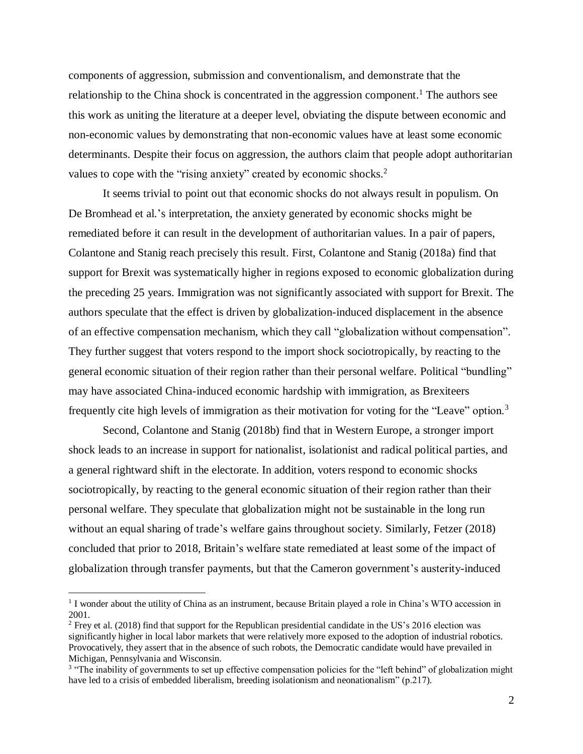components of aggression, submission and conventionalism, and demonstrate that the relationship to the China shock is concentrated in the aggression component.[1] The authors see this work as uniting the literature at a deeper level, obviating the dispute between economic and non-economic values by demonstrating that non-economic values have at least some economic determinants. Despite their focus on aggression, the authors claim that people adopt authoritarian values to cope with the "rising anxiety" created by economic shocks.[2]

It seems trivial to point out that economic shocks do not always result in populism. On De Bromhead et al.'s interpretation, the anxiety generated by economic shocks might be remediated before it can result in the development of authoritarian values. In a pair of papers, Colantone and Stanig reach precisely this result. First, Colantone and Stanig (2018a) find that support for Brexit was systematically higher in regions exposed to economic globalization during the preceding 25 years. Immigration was not significantly associated with support for Brexit. The authors speculate that the effect is driven by globalization-induced displacement in the absence of an effective compensation mechanism, which they call "globalization without compensation". They further suggest that voters respond to the import shock sociotropically, by reacting to the general economic situation of their region rather than their personal welfare. Political "bundling" may have associated China-induced economic hardship with immigration, as Brexiteers frequently cite high levels of immigration as their motivation for voting for the "Leave" option.[3]

Second, Colantone and Stanig (2018b) find that in Western Europe, a stronger import shock leads to an increase in support for nationalist, isolationist and radical political parties, and a general rightward shift in the electorate. In addition, voters respond to economic shocks sociotropically, by reacting to the general economic situation of their region rather than their personal welfare. They speculate that globalization might not be sustainable in the long run without an equal sharing of trade's welfare gains throughout society. Similarly, Fetzer (2018) concluded that prior to 2018, Britain's welfare state remediated at least some of the impact of globalization through transfer payments, but that the Cameron government's austerity-induced

---

[1] I wonder about the utility of China as an instrument, because Britain played a role in China's WTO accession in 2001.

[2] Frey et al. (2018) find that support for the Republican presidential candidate in the US's 2016 election was significantly higher in local labor markets that were relatively more exposed to the adoption of industrial robotics. Provocatively, they assert that in the absence of such robots, the Democratic candidate would have prevailed in Michigan, Pennsylvania and Wisconsin.

[3] "The inability of governments to set up effective compensation policies for the "left behind" of globalization might have led to a crisis of embedded liberalism, breeding isolationism and neonationalism" (p.217).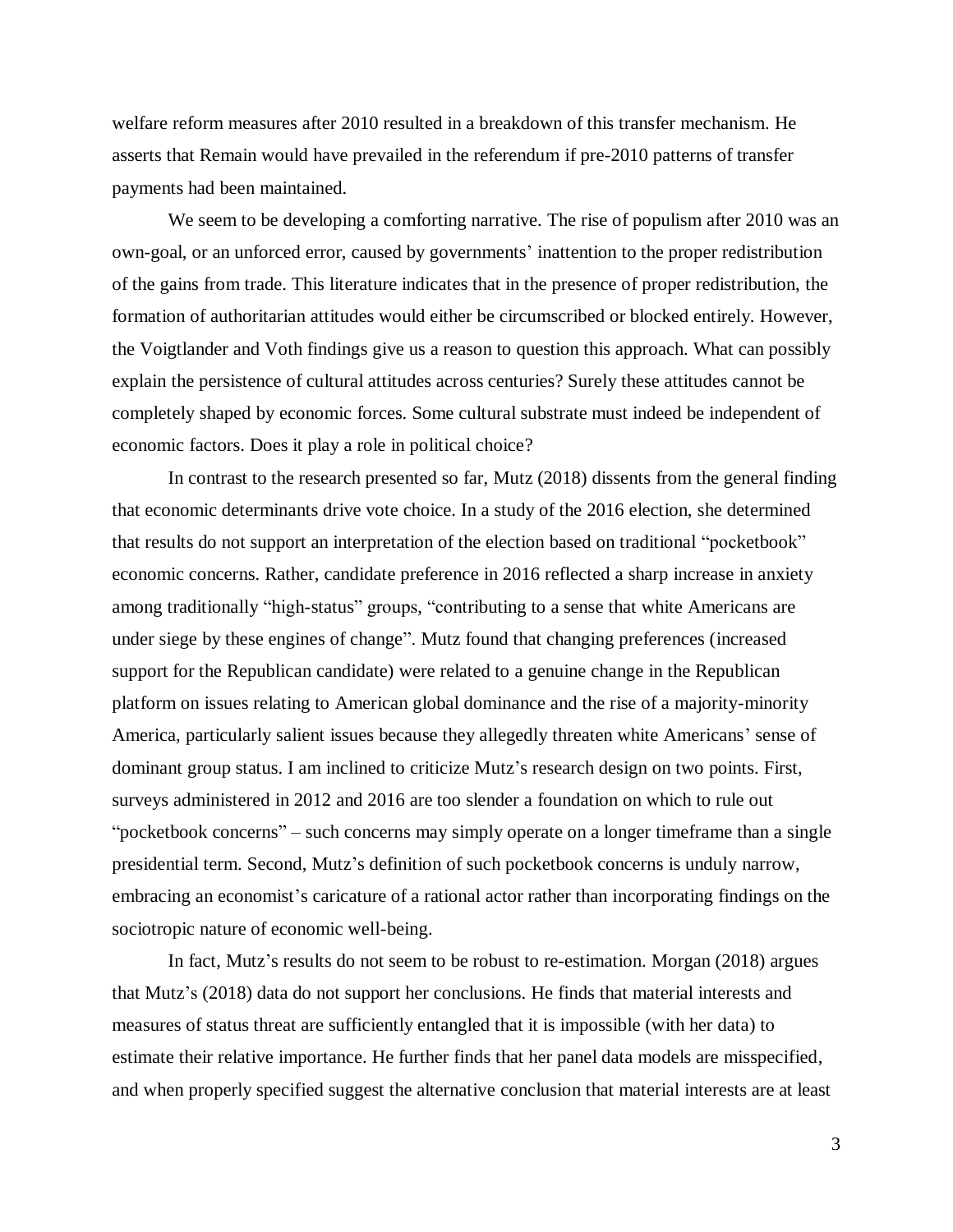welfare reform measures after 2010 resulted in a breakdown of this transfer mechanism. He asserts that Remain would have prevailed in the referendum if pre-2010 patterns of transfer payments had been maintained.

We seem to be developing a comforting narrative. The rise of populism after 2010 was an own-goal, or an unforced error, caused by governments' inattention to the proper redistribution of the gains from trade. This literature indicates that in the presence of proper redistribution, the formation of authoritarian attitudes would either be circumscribed or blocked entirely. However, the Voigtlander and Voth findings give us a reason to question this approach. What can possibly explain the persistence of cultural attitudes across centuries? Surely these attitudes cannot be completely shaped by economic forces. Some cultural substrate must indeed be independent of economic factors. Does it play a role in political choice?

In contrast to the research presented so far, Mutz (2018) dissents from the general finding that economic determinants drive vote choice. In a study of the 2016 election, she determined that results do not support an interpretation of the election based on traditional "pocketbook" economic concerns. Rather, candidate preference in 2016 reflected a sharp increase in anxiety among traditionally "high-status" groups, "contributing to a sense that white Americans are under siege by these engines of change". Mutz found that changing preferences (increased support for the Republican candidate) were related to a genuine change in the Republican platform on issues relating to American global dominance and the rise of a majority-minority America, particularly salient issues because they allegedly threaten white Americans' sense of dominant group status. I am inclined to criticize Mutz's research design on two points. First, surveys administered in 2012 and 2016 are too slender a foundation on which to rule out "pocketbook concerns" – such concerns may simply operate on a longer timeframe than a single presidential term. Second, Mutz's definition of such pocketbook concerns is unduly narrow, embracing an economist's caricature of a rational actor rather than incorporating findings on the sociotropic nature of economic well-being.

In fact, Mutz's results do not seem to be robust to re-estimation. Morgan (2018) argues that Mutz's (2018) data do not support her conclusions. He finds that material interests and measures of status threat are sufficiently entangled that it is impossible (with her data) to estimate their relative importance. He further finds that her panel data models are misspecified, and when properly specified suggest the alternative conclusion that material interests are at least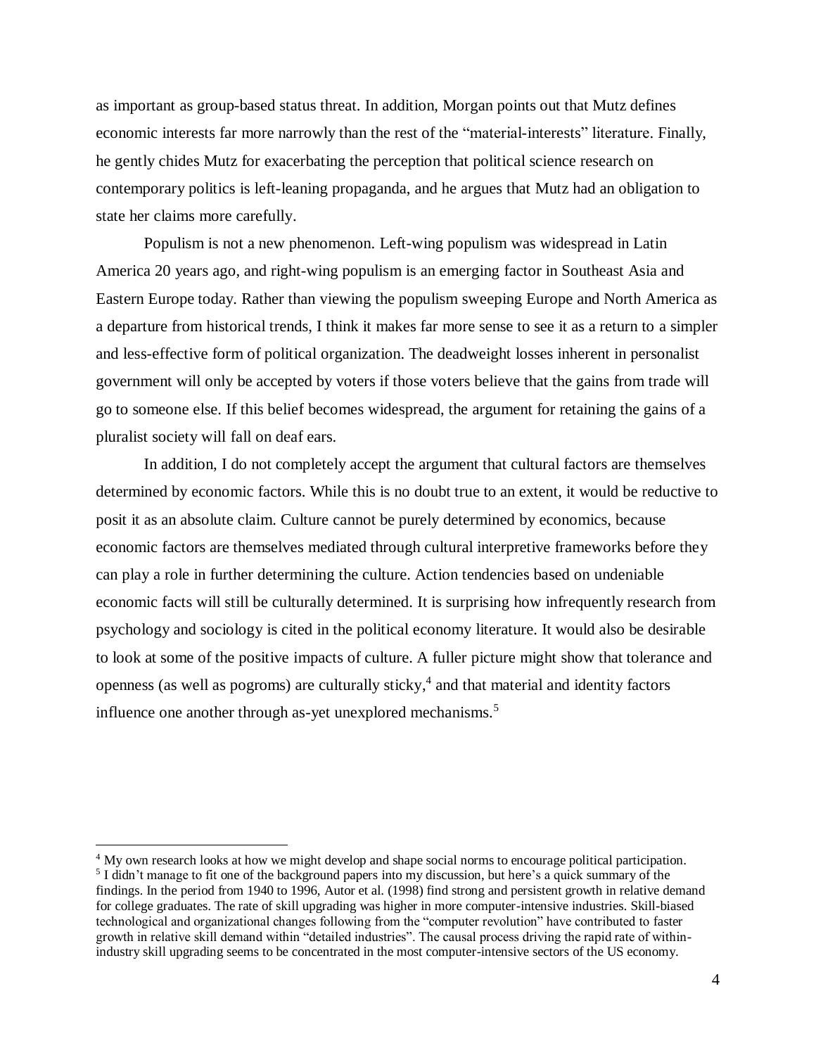as important as group-based status threat. In addition, Morgan points out that Mutz defines economic interests far more narrowly than the rest of the "material-interests" literature. Finally, he gently chides Mutz for exacerbating the perception that political science research on contemporary politics is left-leaning propaganda, and he argues that Mutz had an obligation to state her claims more carefully.

Populism is not a new phenomenon. Left-wing populism was widespread in Latin America 20 years ago, and right-wing populism is an emerging factor in Southeast Asia and Eastern Europe today. Rather than viewing the populism sweeping Europe and North America as a departure from historical trends, I think it makes far more sense to see it as a return to a simpler and less-effective form of political organization. The deadweight losses inherent in personalist government will only be accepted by voters if those voters believe that the gains from trade will go to someone else. If this belief becomes widespread, the argument for retaining the gains of a pluralist society will fall on deaf ears.

In addition, I do not completely accept the argument that cultural factors are themselves determined by economic factors. While this is no doubt true to an extent, it would be reductive to posit it as an absolute claim. Culture cannot be purely determined by economics, because economic factors are themselves mediated through cultural interpretive frameworks before they can play a role in further determining the culture. Action tendencies based on undeniable economic facts will still be culturally determined. It is surprising how infrequently research from psychology and sociology is cited in the political economy literature. It would also be desirable to look at some of the positive impacts of culture. A fuller picture might show that tolerance and openness (as well as pogroms) are culturally sticky,[4] and that material and identity factors influence one another through as-yet unexplored mechanisms.[5]

---

[4] My own research looks at how we might develop and shape social norms to encourage political participation.

[5] I didn't manage to fit one of the background papers into my discussion, but here's a quick summary of the findings. In the period from 1940 to 1996, Autor et al. (1998) find strong and persistent growth in relative demand for college graduates. The rate of skill upgrading was higher in more computer-intensive industries. Skill-biased technological and organizational changes following from the "computer revolution" have contributed to faster growth in relative skill demand within "detailed industries". The causal process driving the rapid rate of within-industry skill upgrading seems to be concentrated in the most computer-intensive sectors of the US economy.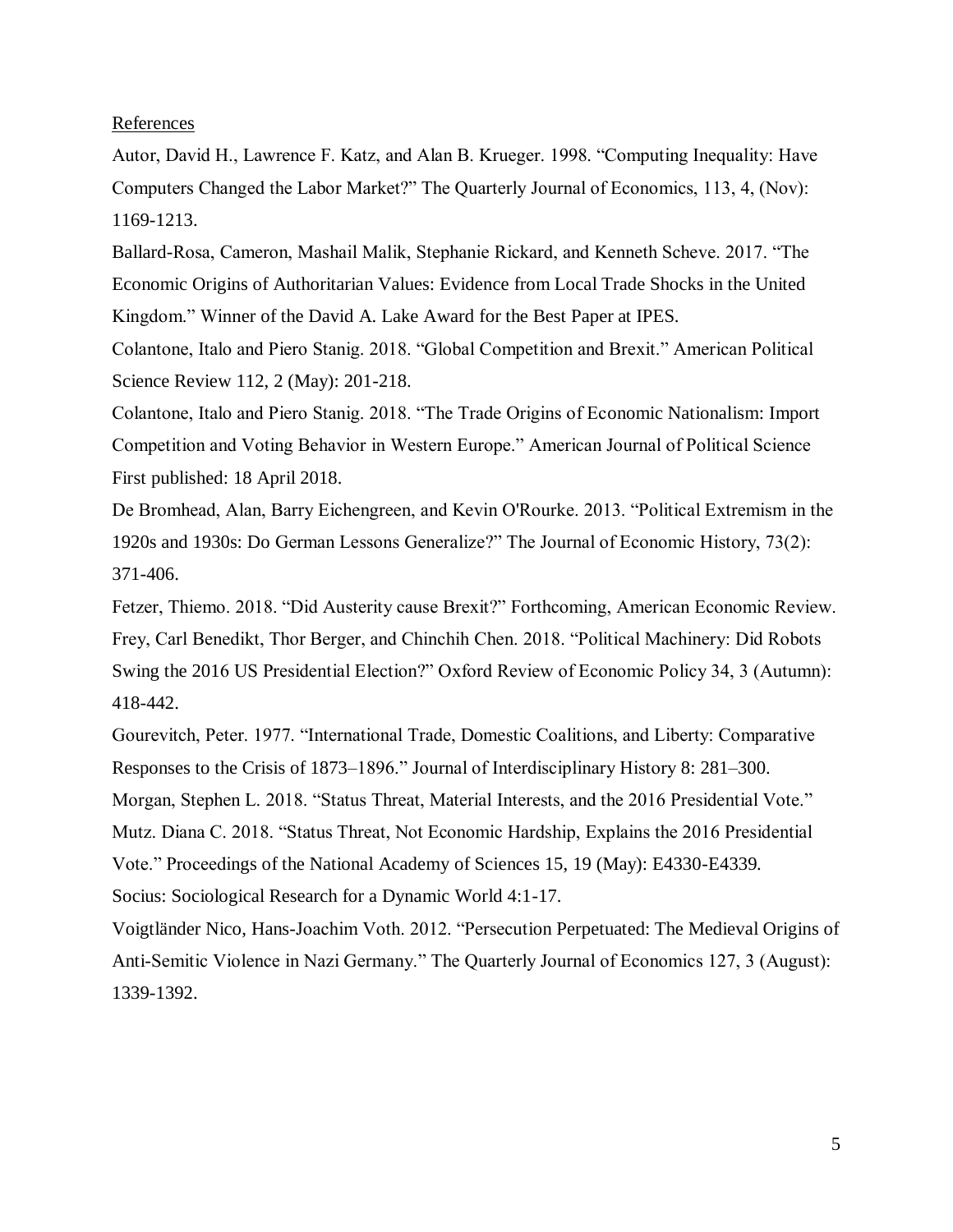References

Autor, David H., Lawrence F. Katz, and Alan B. Krueger. 1998. "Computing Inequality: Have Computers Changed the Labor Market?" The Quarterly Journal of Economics, 113, 4, (Nov): 1169-1213.

Ballard-Rosa, Cameron, Mashail Malik, Stephanie Rickard, and Kenneth Scheve. 2017. "The Economic Origins of Authoritarian Values: Evidence from Local Trade Shocks in the United Kingdom." Winner of the David A. Lake Award for the Best Paper at IPES.

Colantone, Italo and Piero Stanig. 2018. "Global Competition and Brexit." American Political Science Review 112, 2 (May): 201-218.

Colantone, Italo and Piero Stanig. 2018. "The Trade Origins of Economic Nationalism: Import Competition and Voting Behavior in Western Europe." American Journal of Political Science First published: 18 April 2018.

De Bromhead, Alan, Barry Eichengreen, and Kevin O'Rourke. 2013. "Political Extremism in the 1920s and 1930s: Do German Lessons Generalize?" The Journal of Economic History, 73(2): 371-406.

Fetzer, Thiemo. 2018. "Did Austerity cause Brexit?" Forthcoming, American Economic Review.

Frey, Carl Benedikt, Thor Berger, and Chinchih Chen. 2018. "Political Machinery: Did Robots Swing the 2016 US Presidential Election?" Oxford Review of Economic Policy 34, 3 (Autumn): 418-442.

Gourevitch, Peter. 1977. "International Trade, Domestic Coalitions, and Liberty: Comparative Responses to the Crisis of 1873–1896." Journal of Interdisciplinary History 8: 281–300.

Morgan, Stephen L. 2018. "Status Threat, Material Interests, and the 2016 Presidential Vote."

Mutz. Diana C. 2018. "Status Threat, Not Economic Hardship, Explains the 2016 Presidential Vote." Proceedings of the National Academy of Sciences 15, 19 (May): E4330-E4339.

Socius: Sociological Research for a Dynamic World 4:1-17.

Voigtländer Nico, Hans-Joachim Voth. 2012. "Persecution Perpetuated: The Medieval Origins of Anti-Semitic Violence in Nazi Germany." The Quarterly Journal of Economics 127, 3 (August): 1339-1392.